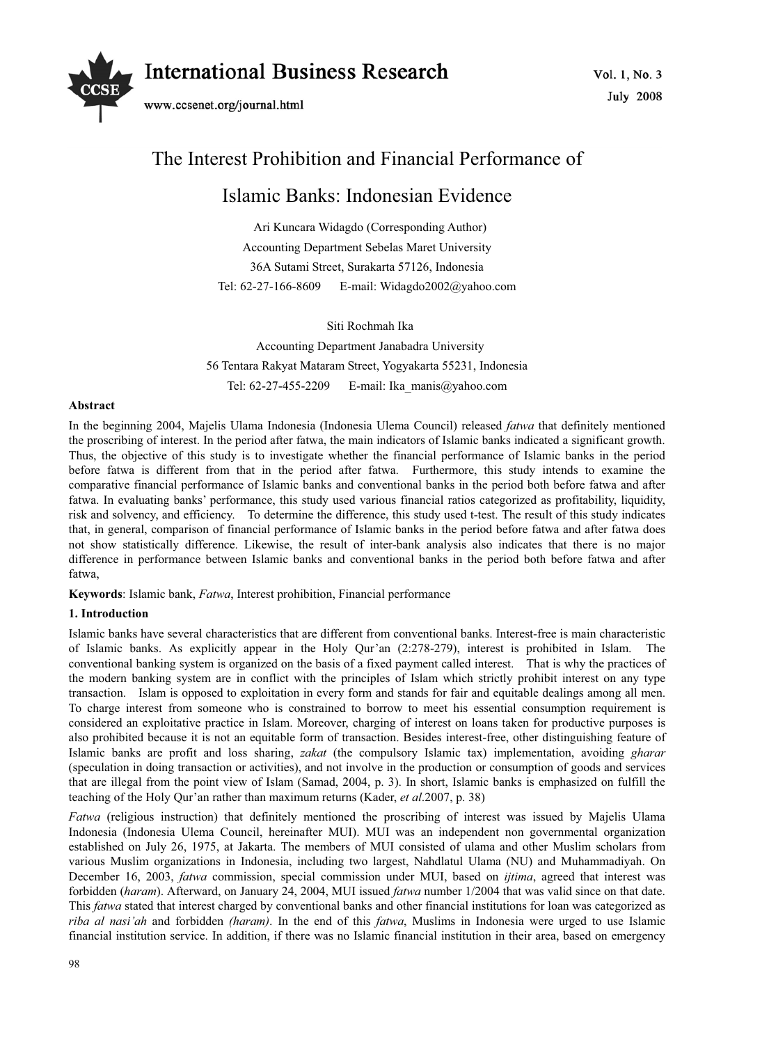# The Interest Prohibition and Financial Performance of Islamic Banks: Indonesian Evidence

Ari Kuncara Widagdo (Corresponding Author)

Accounting Department Sebelas Maret University

36A Sutami Street, Surakarta 57126, Indonesia

Tel: 62-27-166-8609 E-mail: Widagdo2002@yahoo.com

Siti Rochmah Ika

Accounting Department Janabadra University

56 Tentara Rakyat Mataram Street, Yogyakarta 55231, Indonesia

Tel: 62-27-455-2209 E-mail: Ika_manis@yahoo.com

**Abstract**

In the beginning 2004, Majelis Ulama Indonesia (Indonesia Ulema Council) released *fatwa* that definitely mentioned the proscribing of interest. In the period after fatwa, the main indicators of Islamic banks indicated a significant growth. Thus, the objective of this study is to investigate whether the financial performance of Islamic banks in the period before fatwa is different from that in the period after fatwa. Furthermore, this study intends to examine the comparative financial performance of Islamic banks and conventional banks in the period both before fatwa and after fatwa. In evaluating banks' performance, this study used various financial ratios categorized as profitability, liquidity, risk and solvency, and efficiency. To determine the difference, this study used t-test. The result of this study indicates that, in general, comparison of financial performance of Islamic banks in the period before fatwa and after fatwa does not show statistically difference. Likewise, the result of inter-bank analysis also indicates that there is no major difference in performance between Islamic banks and conventional banks in the period both before fatwa and after fatwa,

**Keywords**: Islamic bank, *Fatwa*, Interest prohibition, Financial performance

## 1. Introduction

Islamic banks have several characteristics that are different from conventional banks. Interest-free is main characteristic of Islamic banks. As explicitly appear in the Holy Qur'an (2:278-279), interest is prohibited in Islam. The conventional banking system is organized on the basis of a fixed payment called interest. That is why the practices of the modern banking system are in conflict with the principles of Islam which strictly prohibit interest on any type transaction. Islam is opposed to exploitation in every form and stands for fair and equitable dealings among all men. To charge interest from someone who is constrained to borrow to meet his essential consumption requirement is considered an exploitative practice in Islam. Moreover, charging of interest on loans taken for productive purposes is also prohibited because it is not an equitable form of transaction. Besides interest-free, other distinguishing feature of Islamic banks are profit and loss sharing, *zakat* (the compulsory Islamic tax) implementation, avoiding *gharar* (speculation in doing transaction or activities), and not involve in the production or consumption of goods and services that are illegal from the point view of Islam (Samad, 2004, p. 3). In short, Islamic banks is emphasized on fulfill the teaching of the Holy Qur'an rather than maximum returns (Kader, *et al*.2007, p. 38)

*Fatwa* (religious instruction) that definitely mentioned the proscribing of interest was issued by Majelis Ulama Indonesia (Indonesia Ulema Council, hereinafter MUI). MUI was an independent non governmental organization established on July 26, 1975, at Jakarta. The members of MUI consisted of ulama and other Muslim scholars from various Muslim organizations in Indonesia, including two largest, Nahdlatul Ulama (NU) and Muhammadiyah. On December 16, 2003, *fatwa* commission, special commission under MUI, based on *ijtima*, agreed that interest was forbidden (*haram*). Afterward, on January 24, 2004, MUI issued *fatwa* number 1/2004 that was valid since on that date. This *fatwa* stated that interest charged by conventional banks and other financial institutions for loan was categorized as *riba al nasi'ah* and forbidden *(haram)*. In the end of this *fatwa*, Muslims in Indonesia were urged to use Islamic financial institution service. In addition, if there was no Islamic financial institution in their area, based on emergency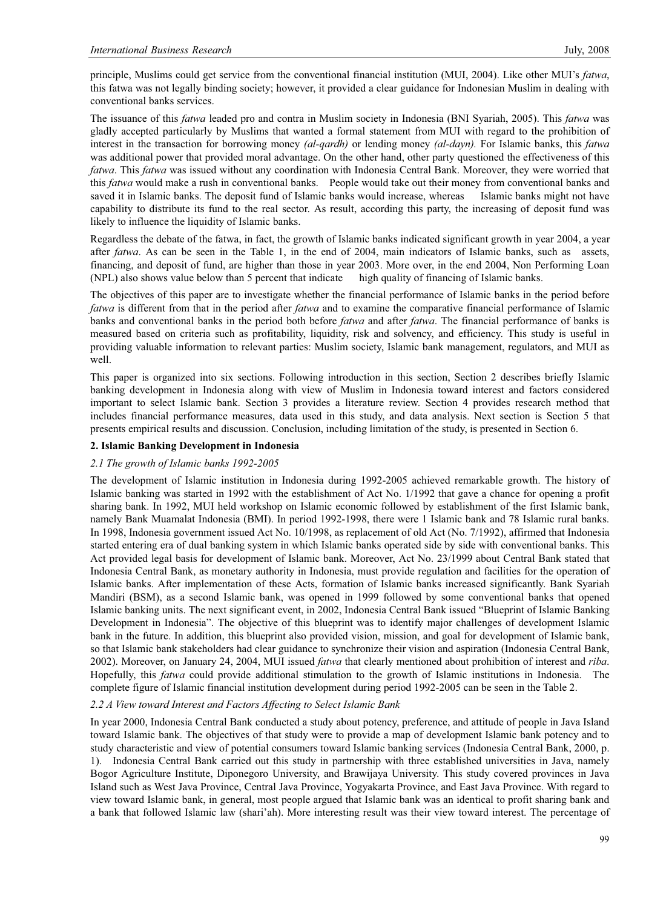principle, Muslims could get service from the conventional financial institution (MUI, 2004). Like other MUI's *fatwa*, this fatwa was not legally binding society; however, it provided a clear guidance for Indonesian Muslim in dealing with conventional banks services.

The issuance of this *fatwa* leaded pro and contra in Muslim society in Indonesia (BNI Syariah, 2005). This *fatwa* was gladly accepted particularly by Muslims that wanted a formal statement from MUI with regard to the prohibition of interest in the transaction for borrowing money *(al-qardh)* or lending money *(al-dayn).* For Islamic banks, this *fatwa* was additional power that provided moral advantage. On the other hand, other party questioned the effectiveness of this *fatwa*. This *fatwa* was issued without any coordination with Indonesia Central Bank. Moreover, they were worried that this *fatwa* would make a rush in conventional banks. People would take out their money from conventional banks and saved it in Islamic banks. The deposit fund of Islamic banks would increase, whereas Islamic banks might not have capability to distribute its fund to the real sector. As result, according this party, the increasing of deposit fund was likely to influence the liquidity of Islamic banks.

Regardless the debate of the fatwa, in fact, the growth of Islamic banks indicated significant growth in year 2004, a year after *fatwa*. As can be seen in the Table 1, in the end of 2004, main indicators of Islamic banks, such as assets, financing, and deposit of fund, are higher than those in year 2003. More over, in the end 2004, Non Performing Loan (NPL) also shows value below than 5 percent that indicate high quality of financing of Islamic banks.

The objectives of this paper are to investigate whether the financial performance of Islamic banks in the period before *fatwa* is different from that in the period after *fatwa* and to examine the comparative financial performance of Islamic banks and conventional banks in the period both before *fatwa* and after *fatwa*. The financial performance of banks is measured based on criteria such as profitability, liquidity, risk and solvency, and efficiency. This study is useful in providing valuable information to relevant parties: Muslim society, Islamic bank management, regulators, and MUI as well.

This paper is organized into six sections. Following introduction in this section, Section 2 describes briefly Islamic banking development in Indonesia along with view of Muslim in Indonesia toward interest and factors considered important to select Islamic bank. Section 3 provides a literature review. Section 4 provides research method that includes financial performance measures, data used in this study, and data analysis. Next section is Section 5 that presents empirical results and discussion. Conclusion, including limitation of the study, is presented in Section 6.

## 2. Islamic Banking Development in Indonesia

### *2.1 The growth of Islamic banks 1992-2005*

The development of Islamic institution in Indonesia during 1992-2005 achieved remarkable growth. The history of Islamic banking was started in 1992 with the establishment of Act No. 1/1992 that gave a chance for opening a profit sharing bank. In 1992, MUI held workshop on Islamic economic followed by establishment of the first Islamic bank, namely Bank Muamalat Indonesia (BMI). In period 1992-1998, there were 1 Islamic bank and 78 Islamic rural banks. In 1998, Indonesia government issued Act No. 10/1998, as replacement of old Act (No. 7/1992), affirmed that Indonesia started entering era of dual banking system in which Islamic banks operated side by side with conventional banks. This Act provided legal basis for development of Islamic bank. Moreover, Act No. 23/1999 about Central Bank stated that Indonesia Central Bank, as monetary authority in Indonesia, must provide regulation and facilities for the operation of Islamic banks. After implementation of these Acts, formation of Islamic banks increased significantly. Bank Syariah Mandiri (BSM), as a second Islamic bank, was opened in 1999 followed by some conventional banks that opened Islamic banking units. The next significant event, in 2002, Indonesia Central Bank issued "Blueprint of Islamic Banking Development in Indonesia". The objective of this blueprint was to identify major challenges of development Islamic bank in the future. In addition, this blueprint also provided vision, mission, and goal for development of Islamic bank, so that Islamic bank stakeholders had clear guidance to synchronize their vision and aspiration (Indonesia Central Bank, 2002). Moreover, on January 24, 2004, MUI issued *fatwa* that clearly mentioned about prohibition of interest and *riba*. Hopefully, this *fatwa* could provide additional stimulation to the growth of Islamic institutions in Indonesia. The complete figure of Islamic financial institution development during period 1992-2005 can be seen in the Table 2.

### *2.2 A View toward Interest and Factors Affecting to Select Islamic Bank*

In year 2000, Indonesia Central Bank conducted a study about potency, preference, and attitude of people in Java Island toward Islamic bank. The objectives of that study were to provide a map of development Islamic bank potency and to study characteristic and view of potential consumers toward Islamic banking services (Indonesia Central Bank, 2000, p. 1). Indonesia Central Bank carried out this study in partnership with three established universities in Java, namely Bogor Agriculture Institute, Diponegoro University, and Brawijaya University. This study covered provinces in Java Island such as West Java Province, Central Java Province, Yogyakarta Province, and East Java Province. With regard to view toward Islamic bank, in general, most people argued that Islamic bank was an identical to profit sharing bank and a bank that followed Islamic law (shari'ah). More interesting result was their view toward interest. The percentage of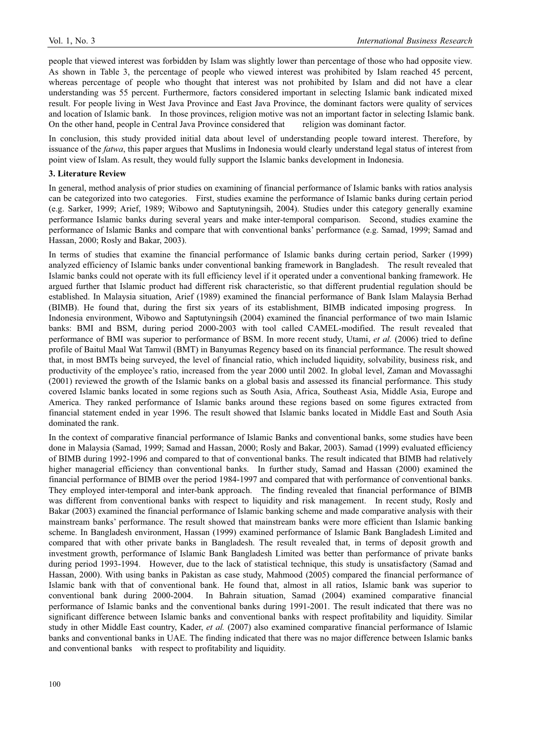people that viewed interest was forbidden by Islam was slightly lower than percentage of those who had opposite view. As shown in Table 3, the percentage of people who viewed interest was prohibited by Islam reached 45 percent, whereas percentage of people who thought that interest was not prohibited by Islam and did not have a clear understanding was 55 percent. Furthermore, factors considered important in selecting Islamic bank indicated mixed result. For people living in West Java Province and East Java Province, the dominant factors were quality of services and location of Islamic bank. In those provinces, religion motive was not an important factor in selecting Islamic bank. On the other hand, people in Central Java Province considered that religion was dominant factor.

In conclusion, this study provided initial data about level of understanding people toward interest. Therefore, by issuance of the *fatwa*, this paper argues that Muslims in Indonesia would clearly understand legal status of interest from point view of Islam. As result, they would fully support the Islamic banks development in Indonesia.

## 3. Literature Review

In general, method analysis of prior studies on examining of financial performance of Islamic banks with ratios analysis can be categorized into two categories. First, studies examine the performance of Islamic banks during certain period (e.g. Sarker, 1999; Arief, 1989; Wibowo and Saptutyningsih, 2004). Studies under this category generally examine performance Islamic banks during several years and make inter-temporal comparison. Second, studies examine the performance of Islamic Banks and compare that with conventional banks' performance (e.g. Samad, 1999; Samad and Hassan, 2000; Rosly and Bakar, 2003).

In terms of studies that examine the financial performance of Islamic banks during certain period, Sarker (1999) analyzed efficiency of Islamic banks under conventional banking framework in Bangladesh. The result revealed that Islamic banks could not operate with its full efficiency level if it operated under a conventional banking framework. He argued further that Islamic product had different risk characteristic, so that different prudential regulation should be established. In Malaysia situation, Arief (1989) examined the financial performance of Bank Islam Malaysia Berhad (BIMB). He found that, during the first six years of its establishment, BIMB indicated imposing progress. In Indonesia environment, Wibowo and Saptutyningsih (2004) examined the financial performance of two main Islamic banks: BMI and BSM, during period 2000-2003 with tool called CAMEL-modified. The result revealed that performance of BMI was superior to performance of BSM. In more recent study, Utami, *et al.* (2006) tried to define profile of Baitul Maal Wat Tamwil (BMT) in Banyumas Regency based on its financial performance. The result showed that, in most BMTs being surveyed, the level of financial ratio, which included liquidity, solvability, business risk, and productivity of the employee's ratio, increased from the year 2000 until 2002. In global level, Zaman and Movassaghi (2001) reviewed the growth of the Islamic banks on a global basis and assessed its financial performance. This study covered Islamic banks located in some regions such as South Asia, Africa, Southeast Asia, Middle Asia, Europe and America. They ranked performance of Islamic banks around these regions based on some figures extracted from financial statement ended in year 1996. The result showed that Islamic banks located in Middle East and South Asia dominated the rank.

In the context of comparative financial performance of Islamic Banks and conventional banks, some studies have been done in Malaysia (Samad, 1999; Samad and Hassan, 2000; Rosly and Bakar, 2003). Samad (1999) evaluated efficiency of BIMB during 1992-1996 and compared to that of conventional banks. The result indicated that BIMB had relatively higher managerial efficiency than conventional banks. In further study, Samad and Hassan (2000) examined the financial performance of BIMB over the period 1984-1997 and compared that with performance of conventional banks. They employed inter-temporal and inter-bank approach. The finding revealed that financial performance of BIMB was different from conventional banks with respect to liquidity and risk management. In recent study, Rosly and Bakar (2003) examined the financial performance of Islamic banking scheme and made comparative analysis with their mainstream banks' performance. The result showed that mainstream banks were more efficient than Islamic banking scheme. In Bangladesh environment, Hassan (1999) examined performance of Islamic Bank Bangladesh Limited and compared that with other private banks in Bangladesh. The result revealed that, in terms of deposit growth and investment growth, performance of Islamic Bank Bangladesh Limited was better than performance of private banks during period 1993-1994. However, due to the lack of statistical technique, this study is unsatisfactory (Samad and Hassan, 2000). With using banks in Pakistan as case study, Mahmood (2005) compared the financial performance of Islamic bank with that of conventional bank. He found that, almost in all ratios, Islamic bank was superior to conventional bank during 2000-2004. In Bahrain situation, Samad (2004) examined comparative financial performance of Islamic banks and the conventional banks during 1991-2001. The result indicated that there was no significant difference between Islamic banks and conventional banks with respect profitability and liquidity. Similar study in other Middle East country, Kader, *et al.* (2007) also examined comparative financial performance of Islamic banks and conventional banks in UAE. The finding indicated that there was no major difference between Islamic banks and conventional banks with respect to profitability and liquidity.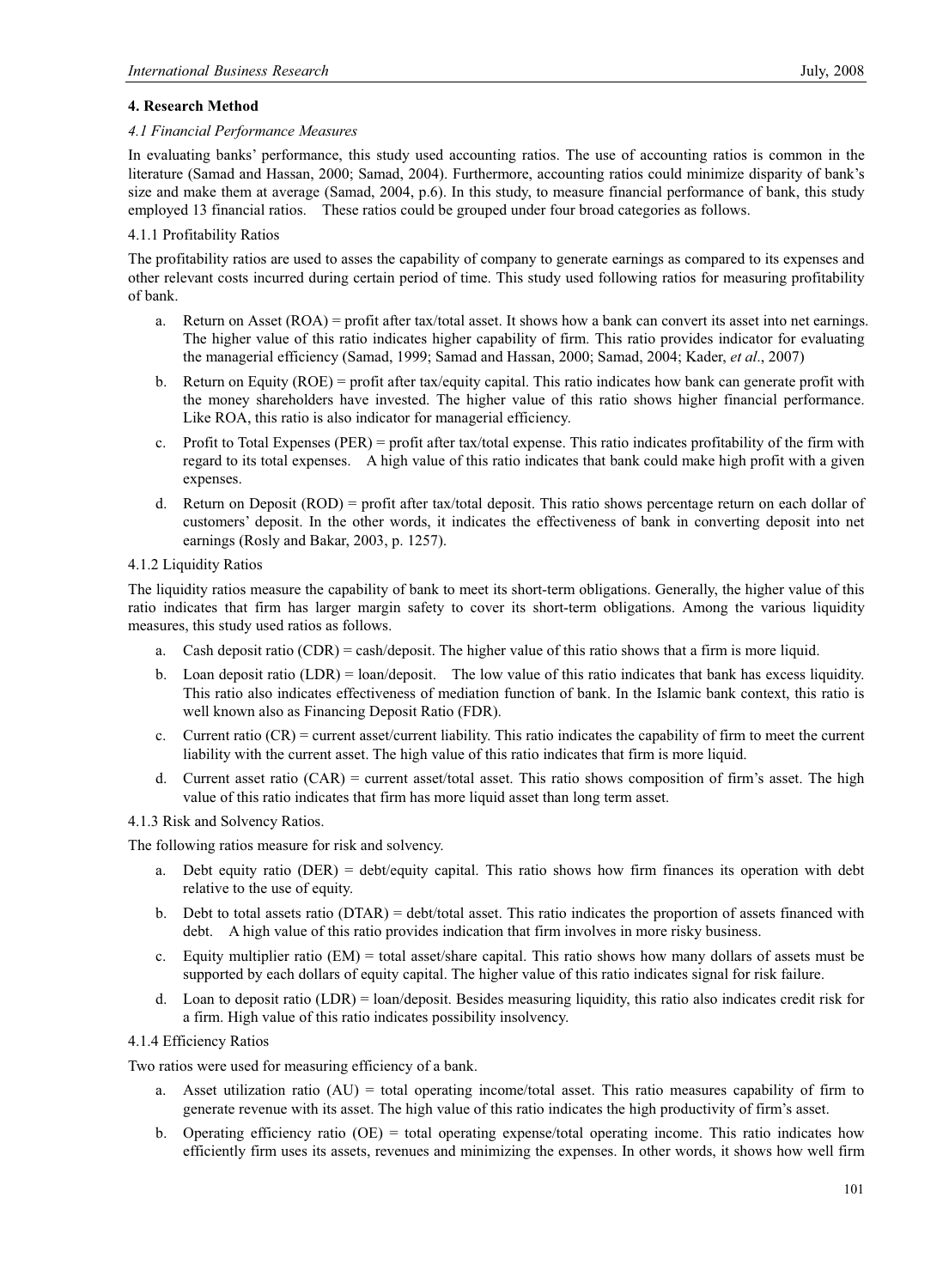## 4. Research Method

### *4.1 Financial Performance Measures*

In evaluating banks' performance, this study used accounting ratios. The use of accounting ratios is common in the literature (Samad and Hassan, 2000; Samad, 2004). Furthermore, accounting ratios could minimize disparity of bank's size and make them at average (Samad, 2004, p.6). In this study, to measure financial performance of bank, this study employed 13 financial ratios. These ratios could be grouped under four broad categories as follows.

4.1.1 Profitability Ratios

The profitability ratios are used to asses the capability of company to generate earnings as compared to its expenses and other relevant costs incurred during certain period of time. This study used following ratios for measuring profitability of bank.

a. Return on Asset (ROA) = profit after tax/total asset. It shows how a bank can convert its asset into net earnings. The higher value of this ratio indicates higher capability of firm. This ratio provides indicator for evaluating the managerial efficiency (Samad, 1999; Samad and Hassan, 2000; Samad, 2004; Kader, *et al*., 2007)

b. Return on Equity (ROE) = profit after tax/equity capital. This ratio indicates how bank can generate profit with the money shareholders have invested. The higher value of this ratio shows higher financial performance. Like ROA, this ratio is also indicator for managerial efficiency.

c. Profit to Total Expenses (PER) = profit after tax/total expense. This ratio indicates profitability of the firm with regard to its total expenses. A high value of this ratio indicates that bank could make high profit with a given expenses.

d. Return on Deposit (ROD) = profit after tax/total deposit. This ratio shows percentage return on each dollar of customers' deposit. In the other words, it indicates the effectiveness of bank in converting deposit into net earnings (Rosly and Bakar, 2003, p. 1257).

4.1.2 Liquidity Ratios

The liquidity ratios measure the capability of bank to meet its short-term obligations. Generally, the higher value of this ratio indicates that firm has larger margin safety to cover its short-term obligations. Among the various liquidity measures, this study used ratios as follows.

a. Cash deposit ratio (CDR) = cash/deposit. The higher value of this ratio shows that a firm is more liquid.

b. Loan deposit ratio (LDR) = loan/deposit. The low value of this ratio indicates that bank has excess liquidity. This ratio also indicates effectiveness of mediation function of bank. In the Islamic bank context, this ratio is well known also as Financing Deposit Ratio (FDR).

c. Current ratio (CR) = current asset/current liability. This ratio indicates the capability of firm to meet the current liability with the current asset. The high value of this ratio indicates that firm is more liquid.

d. Current asset ratio (CAR) = current asset/total asset. This ratio shows composition of firm's asset. The high value of this ratio indicates that firm has more liquid asset than long term asset.

4.1.3 Risk and Solvency Ratios.

The following ratios measure for risk and solvency.

a. Debt equity ratio (DER) = debt/equity capital. This ratio shows how firm finances its operation with debt relative to the use of equity.

b. Debt to total assets ratio (DTAR) = debt/total asset. This ratio indicates the proportion of assets financed with debt. A high value of this ratio provides indication that firm involves in more risky business.

c. Equity multiplier ratio (EM) = total asset/share capital. This ratio shows how many dollars of assets must be supported by each dollars of equity capital. The higher value of this ratio indicates signal for risk failure.

d. Loan to deposit ratio (LDR) = loan/deposit. Besides measuring liquidity, this ratio also indicates credit risk for a firm. High value of this ratio indicates possibility insolvency.

4.1.4 Efficiency Ratios

Two ratios were used for measuring efficiency of a bank.

a. Asset utilization ratio (AU) = total operating income/total asset. This ratio measures capability of firm to generate revenue with its asset. The high value of this ratio indicates the high productivity of firm's asset.

b. Operating efficiency ratio (OE) = total operating expense/total operating income. This ratio indicates how efficiently firm uses its assets, revenues and minimizing the expenses. In other words, it shows how well firm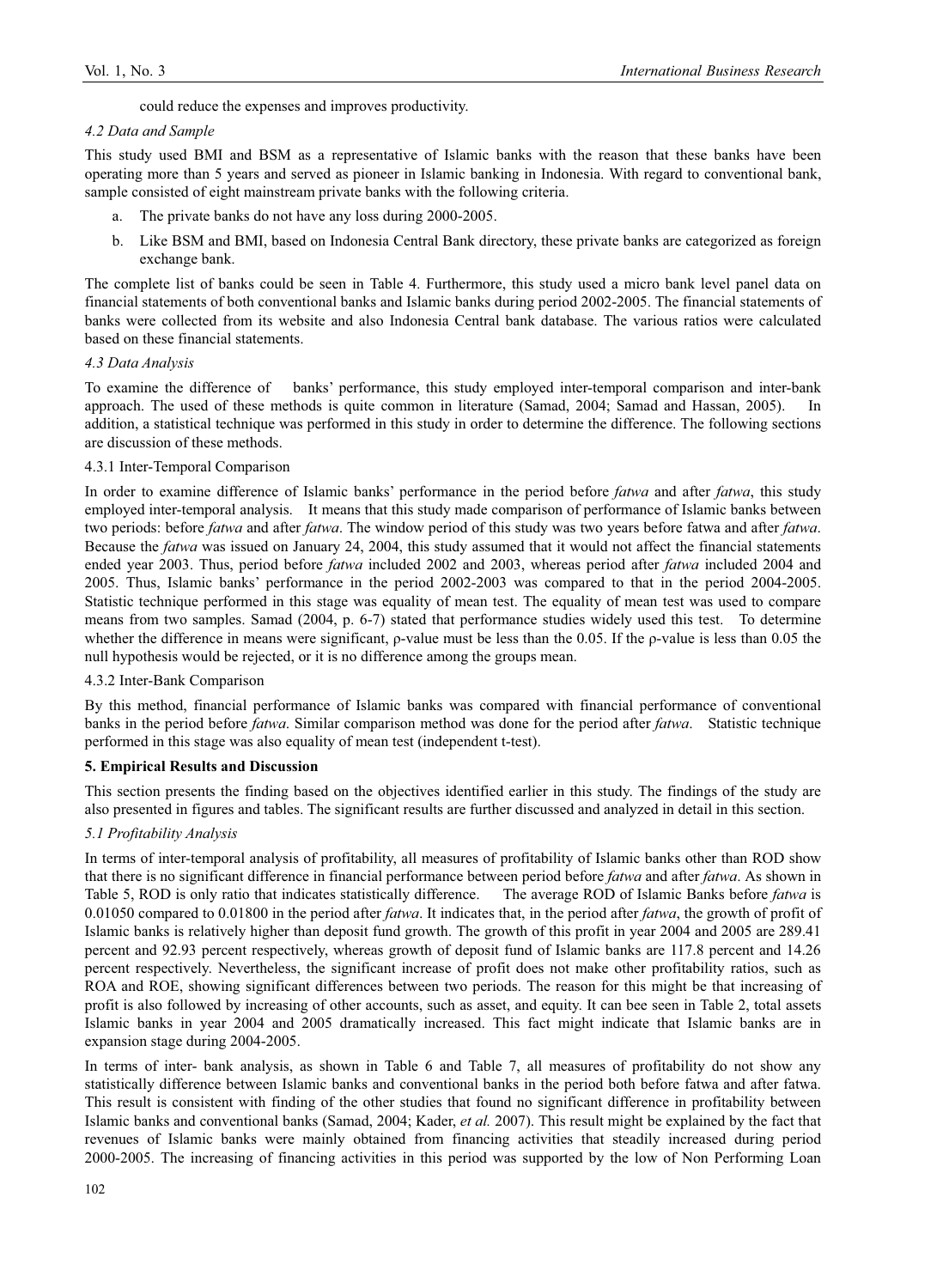could reduce the expenses and improves productivity.

### *4.2 Data and Sample*

This study used BMI and BSM as a representative of Islamic banks with the reason that these banks have been operating more than 5 years and served as pioneer in Islamic banking in Indonesia. With regard to conventional bank, sample consisted of eight mainstream private banks with the following criteria.

a. The private banks do not have any loss during 2000-2005.

b. Like BSM and BMI, based on Indonesia Central Bank directory, these private banks are categorized as foreign exchange bank.

The complete list of banks could be seen in Table 4. Furthermore, this study used a micro bank level panel data on financial statements of both conventional banks and Islamic banks during period 2002-2005. The financial statements of banks were collected from its website and also Indonesia Central bank database. The various ratios were calculated based on these financial statements.

### *4.3 Data Analysis*

To examine the difference of banks' performance, this study employed inter-temporal comparison and inter-bank approach. The used of these methods is quite common in literature (Samad, 2004; Samad and Hassan, 2005). In addition, a statistical technique was performed in this study in order to determine the difference. The following sections are discussion of these methods.

#### 4.3.1 Inter-Temporal Comparison

In order to examine difference of Islamic banks' performance in the period before *fatwa* and after *fatwa*, this study employed inter-temporal analysis. It means that this study made comparison of performance of Islamic banks between two periods: before *fatwa* and after *fatwa*. The window period of this study was two years before fatwa and after *fatwa*. Because the *fatwa* was issued on January 24, 2004, this study assumed that it would not affect the financial statements ended year 2003. Thus, period before *fatwa* included 2002 and 2003, whereas period after *fatwa* included 2004 and 2005. Thus, Islamic banks' performance in the period 2002-2003 was compared to that in the period 2004-2005. Statistic technique performed in this stage was equality of mean test. The equality of mean test was used to compare means from two samples. Samad (2004, p. 6-7) stated that performance studies widely used this test. To determine whether the difference in means were significant, ρ-value must be less than the 0.05. If the ρ-value is less than 0.05 the null hypothesis would be rejected, or it is no difference among the groups mean.

#### 4.3.2 Inter-Bank Comparison

By this method, financial performance of Islamic banks was compared with financial performance of conventional banks in the period before *fatwa*. Similar comparison method was done for the period after *fatwa*. Statistic technique performed in this stage was also equality of mean test (independent t-test).

## 5. Empirical Results and Discussion

This section presents the finding based on the objectives identified earlier in this study. The findings of the study are also presented in figures and tables. The significant results are further discussed and analyzed in detail in this section.

### *5.1 Profitability Analysis*

In terms of inter-temporal analysis of profitability, all measures of profitability of Islamic banks other than ROD show that there is no significant difference in financial performance between period before *fatwa* and after *fatwa*. As shown in Table 5, ROD is only ratio that indicates statistically difference. The average ROD of Islamic Banks before *fatwa* is 0.01050 compared to 0.01800 in the period after *fatwa*. It indicates that, in the period after *fatwa*, the growth of profit of Islamic banks is relatively higher than deposit fund growth. The growth of this profit in year 2004 and 2005 are 289.41 percent and 92.93 percent respectively, whereas growth of deposit fund of Islamic banks are 117.8 percent and 14.26 percent respectively. Nevertheless, the significant increase of profit does not make other profitability ratios, such as ROA and ROE, showing significant differences between two periods. The reason for this might be that increasing of profit is also followed by increasing of other accounts, such as asset, and equity. It can bee seen in Table 2, total assets Islamic banks in year 2004 and 2005 dramatically increased. This fact might indicate that Islamic banks are in expansion stage during 2004-2005.

In terms of inter- bank analysis, as shown in Table 6 and Table 7, all measures of profitability do not show any statistically difference between Islamic banks and conventional banks in the period both before fatwa and after fatwa. This result is consistent with finding of the other studies that found no significant difference in profitability between Islamic banks and conventional banks (Samad, 2004; Kader, *et al.* 2007). This result might be explained by the fact that revenues of Islamic banks were mainly obtained from financing activities that steadily increased during period 2000-2005. The increasing of financing activities in this period was supported by the low of Non Performing Loan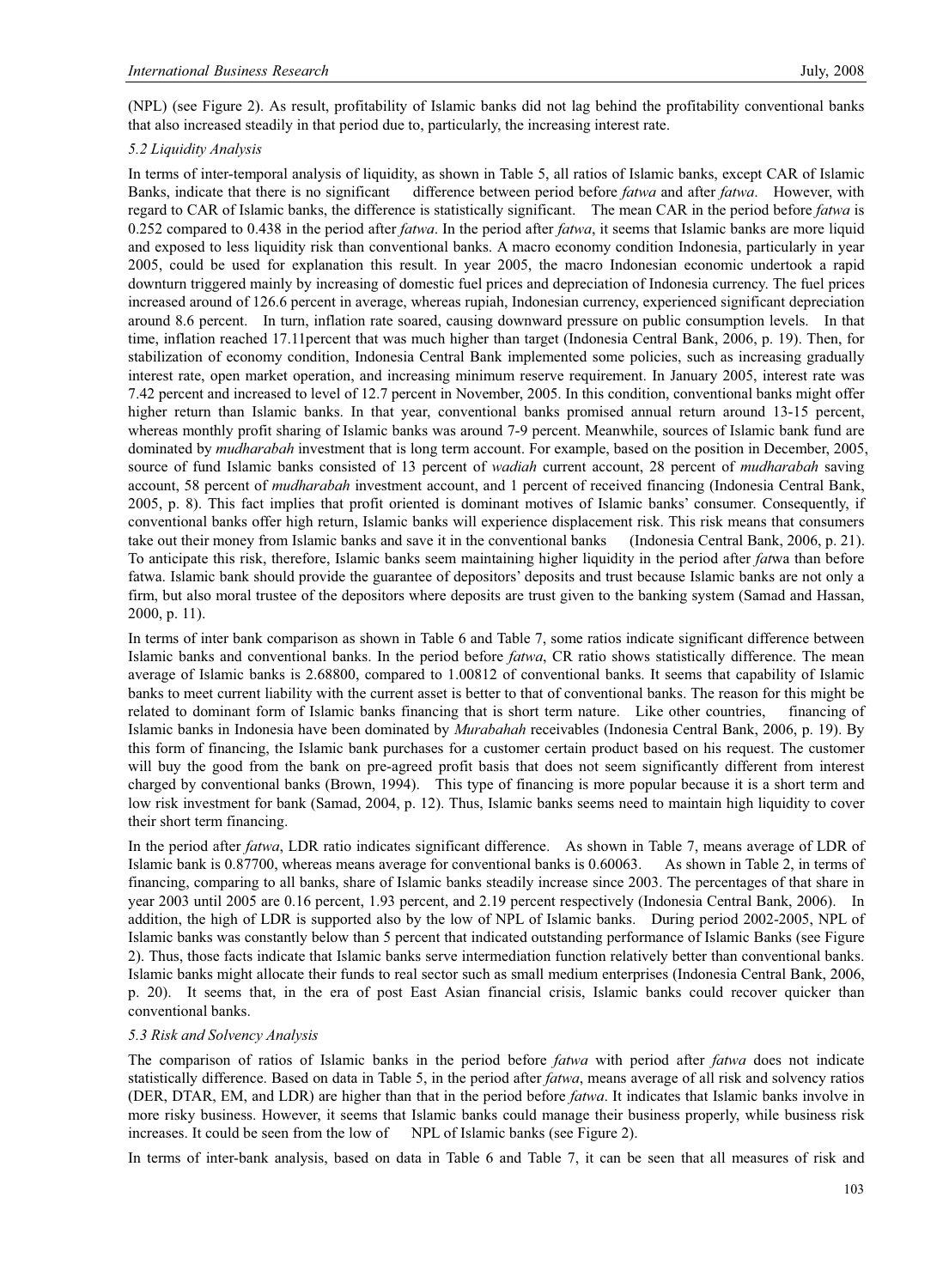(NPL) (see Figure 2). As result, profitability of Islamic banks did not lag behind the profitability conventional banks that also increased steadily in that period due to, particularly, the increasing interest rate.

### *5.2 Liquidity Analysis*

In terms of inter-temporal analysis of liquidity, as shown in Table 5, all ratios of Islamic banks, except CAR of Islamic Banks, indicate that there is no significant difference between period before *fatwa* and after *fatwa*. However, with regard to CAR of Islamic banks, the difference is statistically significant. The mean CAR in the period before *fatwa* is 0.252 compared to 0.438 in the period after *fatwa*. In the period after *fatwa*, it seems that Islamic banks are more liquid and exposed to less liquidity risk than conventional banks. A macro economy condition Indonesia, particularly in year 2005, could be used for explanation this result. In year 2005, the macro Indonesian economic undertook a rapid downturn triggered mainly by increasing of domestic fuel prices and depreciation of Indonesia currency. The fuel prices increased around of 126.6 percent in average, whereas rupiah, Indonesian currency, experienced significant depreciation around 8.6 percent. In turn, inflation rate soared, causing downward pressure on public consumption levels. In that time, inflation reached 17.11percent that was much higher than target (Indonesia Central Bank, 2006, p. 19). Then, for stabilization of economy condition, Indonesia Central Bank implemented some policies, such as increasing gradually interest rate, open market operation, and increasing minimum reserve requirement. In January 2005, interest rate was 7.42 percent and increased to level of 12.7 percent in November, 2005. In this condition, conventional banks might offer higher return than Islamic banks. In that year, conventional banks promised annual return around 13-15 percent, whereas monthly profit sharing of Islamic banks was around 7-9 percent. Meanwhile, sources of Islamic bank fund are dominated by *mudharabah* investment that is long term account. For example, based on the position in December, 2005, source of fund Islamic banks consisted of 13 percent of *wadiah* current account, 28 percent of *mudharabah* saving account, 58 percent of *mudharabah* investment account, and 1 percent of received financing (Indonesia Central Bank, 2005, p. 8). This fact implies that profit oriented is dominant motives of Islamic banks' consumer. Consequently, if conventional banks offer high return, Islamic banks will experience displacement risk. This risk means that consumers take out their money from Islamic banks and save it in the conventional banks (Indonesia Central Bank, 2006, p. 21). To anticipate this risk, therefore, Islamic banks seem maintaining higher liquidity in the period after *fat*wa than before fatwa. Islamic bank should provide the guarantee of depositors' deposits and trust because Islamic banks are not only a firm, but also moral trustee of the depositors where deposits are trust given to the banking system (Samad and Hassan, 2000, p. 11).

In terms of inter bank comparison as shown in Table 6 and Table 7, some ratios indicate significant difference between Islamic banks and conventional banks. In the period before *fatwa*, CR ratio shows statistically difference. The mean average of Islamic banks is 2.68800, compared to 1.00812 of conventional banks. It seems that capability of Islamic banks to meet current liability with the current asset is better to that of conventional banks. The reason for this might be related to dominant form of Islamic banks financing that is short term nature. Like other countries, financing of Islamic banks in Indonesia have been dominated by *Murabahah* receivables (Indonesia Central Bank, 2006, p. 19). By this form of financing, the Islamic bank purchases for a customer certain product based on his request. The customer will buy the good from the bank on pre-agreed profit basis that does not seem significantly different from interest charged by conventional banks (Brown, 1994). This type of financing is more popular because it is a short term and low risk investment for bank (Samad, 2004, p. 12). Thus, Islamic banks seems need to maintain high liquidity to cover their short term financing.

In the period after *fatwa*, LDR ratio indicates significant difference. As shown in Table 7, means average of LDR of Islamic bank is 0.87700, whereas means average for conventional banks is 0.60063. As shown in Table 2, in terms of financing, comparing to all banks, share of Islamic banks steadily increase since 2003. The percentages of that share in year 2003 until 2005 are 0.16 percent, 1.93 percent, and 2.19 percent respectively (Indonesia Central Bank, 2006). In addition, the high of LDR is supported also by the low of NPL of Islamic banks. During period 2002-2005, NPL of Islamic banks was constantly below than 5 percent that indicated outstanding performance of Islamic Banks (see Figure 2). Thus, those facts indicate that Islamic banks serve intermediation function relatively better than conventional banks. Islamic banks might allocate their funds to real sector such as small medium enterprises (Indonesia Central Bank, 2006, p. 20). It seems that, in the era of post East Asian financial crisis, Islamic banks could recover quicker than conventional banks.

### *5.3 Risk and Solvency Analysis*

The comparison of ratios of Islamic banks in the period before *fatwa* with period after *fatwa* does not indicate statistically difference. Based on data in Table 5, in the period after *fatwa*, means average of all risk and solvency ratios (DER, DTAR, EM, and LDR) are higher than that in the period before *fatwa*. It indicates that Islamic banks involve in more risky business. However, it seems that Islamic banks could manage their business properly, while business risk increases. It could be seen from the low of NPL of Islamic banks (see Figure 2).

In terms of inter-bank analysis, based on data in Table 6 and Table 7, it can be seen that all measures of risk and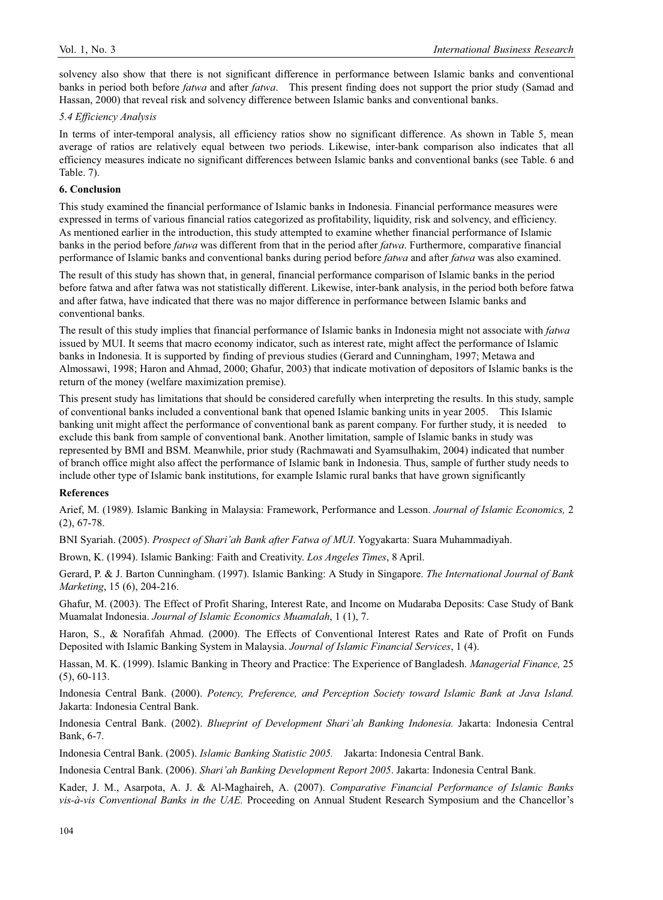solvency also show that there is not significant difference in performance between Islamic banks and conventional banks in period both before *fatwa* and after *fatwa*. This present finding does not support the prior study (Samad and Hassan, 2000) that reveal risk and solvency difference between Islamic banks and conventional banks.

### *5.4 Efficiency Analysis*

In terms of inter-temporal analysis, all efficiency ratios show no significant difference. As shown in Table 5, mean average of ratios are relatively equal between two periods. Likewise, inter-bank comparison also indicates that all efficiency measures indicate no significant differences between Islamic banks and conventional banks (see Table. 6 and Table. 7).

## 6. Conclusion

This study examined the financial performance of Islamic banks in Indonesia. Financial performance measures were expressed in terms of various financial ratios categorized as profitability, liquidity, risk and solvency, and efficiency. As mentioned earlier in the introduction, this study attempted to examine whether financial performance of Islamic banks in the period before *fatwa* was different from that in the period after *fatwa*. Furthermore, comparative financial performance of Islamic banks and conventional banks during period before *fatwa* and after *fatwa* was also examined.

The result of this study has shown that, in general, financial performance comparison of Islamic banks in the period before fatwa and after fatwa was not statistically different. Likewise, inter-bank analysis, in the period both before fatwa and after fatwa, have indicated that there was no major difference in performance between Islamic banks and conventional banks.

The result of this study implies that financial performance of Islamic banks in Indonesia might not associate with *fatwa* issued by MUI. It seems that macro economy indicator, such as interest rate, might affect the performance of Islamic banks in Indonesia. It is supported by finding of previous studies (Gerard and Cunningham, 1997; Metawa and Almossawi, 1998; Haron and Ahmad, 2000; Ghafur, 2003) that indicate motivation of depositors of Islamic banks is the return of the money (welfare maximization premise).

This present study has limitations that should be considered carefully when interpreting the results. In this study, sample of conventional banks included a conventional bank that opened Islamic banking units in year 2005. This Islamic banking unit might affect the performance of conventional bank as parent company. For further study, it is needed to exclude this bank from sample of conventional bank. Another limitation, sample of Islamic banks in study was represented by BMI and BSM. Meanwhile, prior study (Rachmawati and Syamsulhakim, 2004) indicated that number of branch office might also affect the performance of Islamic bank in Indonesia. Thus, sample of further study needs to include other type of Islamic bank institutions, for example Islamic rural banks that have grown significantly

## References

Arief, M. (1989). Islamic Banking in Malaysia: Framework, Performance and Lesson. *Journal of Islamic Economics,* 2 (2), 67-78.

BNI Syariah. (2005). *Prospect of Shari'ah Bank after Fatwa of MUI*. Yogyakarta: Suara Muhammadiyah.

Brown, K. (1994). Islamic Banking: Faith and Creativity. *Los Angeles Times*, 8 April.

Gerard, P. & J. Barton Cunningham. (1997). Islamic Banking: A Study in Singapore. *The International Journal of Bank Marketing*, 15 (6), 204-216.

Ghafur, M. (2003). The Effect of Profit Sharing, Interest Rate, and Income on Mudaraba Deposits: Case Study of Bank Muamalat Indonesia. *Journal of Islamic Economics Muamalah*, 1 (1), 7.

Haron, S., & Norafifah Ahmad. (2000). The Effects of Conventional Interest Rates and Rate of Profit on Funds Deposited with Islamic Banking System in Malaysia. *Journal of Islamic Financial Services*, 1 (4).

Hassan, M. K. (1999). Islamic Banking in Theory and Practice: The Experience of Bangladesh. *Managerial Finance,* 25 (5), 60-113.

Indonesia Central Bank. (2000). *Potency, Preference, and Perception Society toward Islamic Bank at Java Island.* Jakarta: Indonesia Central Bank.

Indonesia Central Bank. (2002). *Blueprint of Development Shari'ah Banking Indonesia.* Jakarta: Indonesia Central Bank, 6-7.

Indonesia Central Bank. (2005). *Islamic Banking Statistic 2005.* Jakarta: Indonesia Central Bank.

Indonesia Central Bank. (2006). *Shari'ah Banking Development Report 2005*. Jakarta: Indonesia Central Bank.

Kader, J. M., Asarpota, A. J. & Al-Maghaireh, A. (2007). *Comparative Financial Performance of Islamic Banks vis-à-vis Conventional Banks in the UAE.* Proceeding on Annual Student Research Symposium and the Chancellor's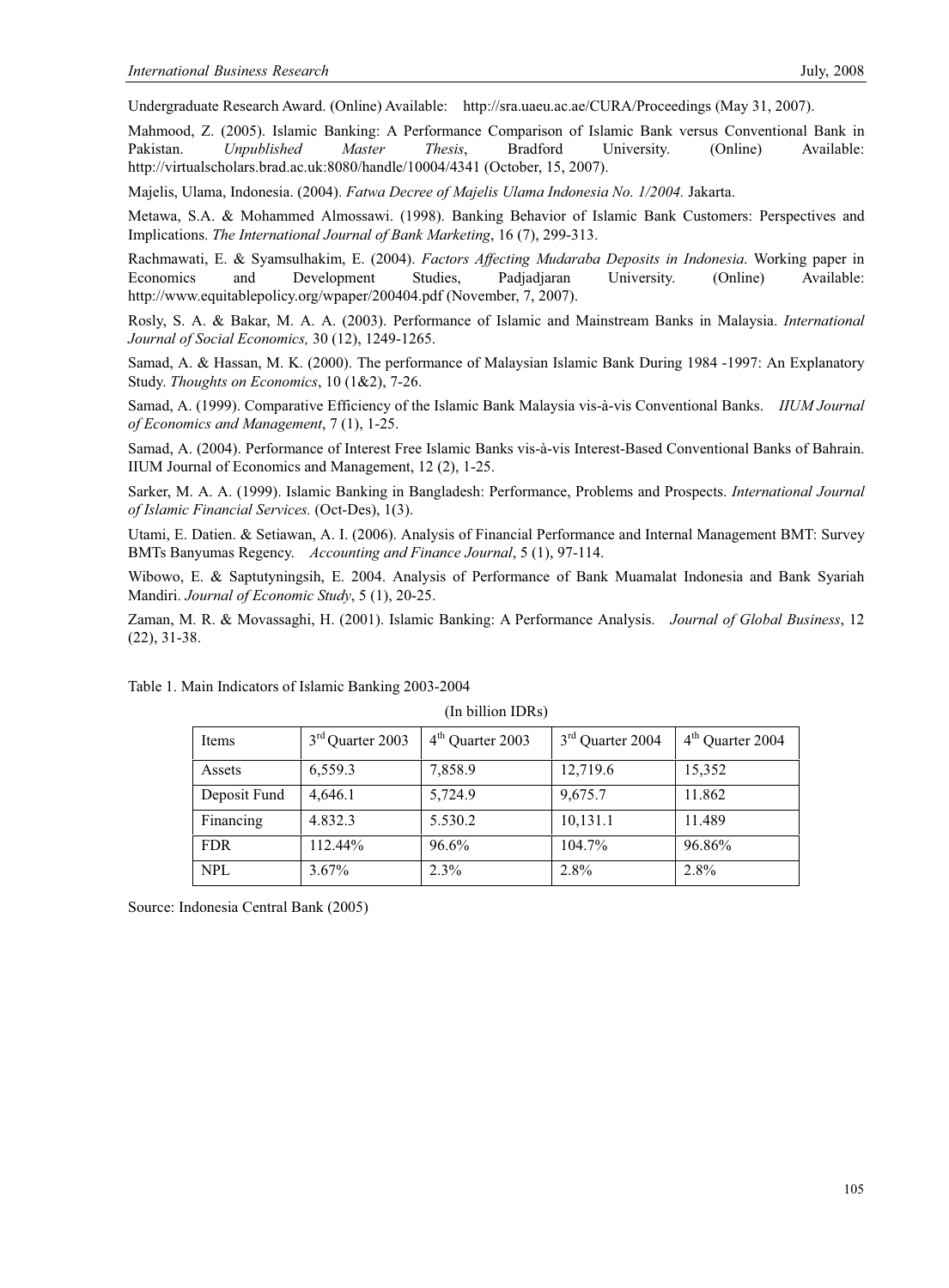Undergraduate Research Award. (Online) Available: http://sra.uaeu.ac.ae/CURA/Proceedings (May 31, 2007).

Mahmood, Z. (2005). Islamic Banking: A Performance Comparison of Islamic Bank versus Conventional Bank in Pakistan. *Unpublished Master Thesis*, Bradford University. (Online) Available: http://virtualscholars.brad.ac.uk:8080/handle/10004/4341 (October, 15, 2007).

Majelis, Ulama, Indonesia. (2004). *Fatwa Decree of Majelis Ulama Indonesia No. 1/2004.* Jakarta.

Metawa, S.A. & Mohammed Almossawi. (1998). Banking Behavior of Islamic Bank Customers: Perspectives and Implications. *The International Journal of Bank Marketing*, 16 (7), 299-313.

Rachmawati, E. & Syamsulhakim, E. (2004). *Factors Affecting Mudaraba Deposits in Indonesia*. Working paper in Economics and Development Studies, Padjadjaran University. (Online) Available: http://www.equitablepolicy.org/wpaper/200404.pdf (November, 7, 2007).

Rosly, S. A. & Bakar, M. A. A. (2003). Performance of Islamic and Mainstream Banks in Malaysia. *International Journal of Social Economics,* 30 (12), 1249-1265.

Samad, A. & Hassan, M. K. (2000). The performance of Malaysian Islamic Bank During 1984 -1997: An Explanatory Study. *Thoughts on Economics*, 10 (1&2), 7-26.

Samad, A. (1999). Comparative Efficiency of the Islamic Bank Malaysia vis-à-vis Conventional Banks. *IIUM Journal of Economics and Management*, 7 (1), 1-25.

Samad, A. (2004). Performance of Interest Free Islamic Banks vis-à-vis Interest-Based Conventional Banks of Bahrain. IIUM Journal of Economics and Management, 12 (2), 1-25.

Sarker, M. A. A. (1999). Islamic Banking in Bangladesh: Performance, Problems and Prospects. *International Journal of Islamic Financial Services.* (Oct-Des), 1(3).

Utami, E. Datien. & Setiawan, A. I. (2006). Analysis of Financial Performance and Internal Management BMT: Survey BMTs Banyumas Regency. *Accounting and Finance Journal*, 5 (1), 97-114.

Wibowo, E. & Saptutyningsih, E. 2004. Analysis of Performance of Bank Muamalat Indonesia and Bank Syariah Mandiri. *Journal of Economic Study*, 5 (1), 20-25.

Zaman, M. R. & Movassaghi, H. (2001). Islamic Banking: A Performance Analysis. *Journal of Global Business*, 12 (22), 31-38.

Table 1. Main Indicators of Islamic Banking 2003-2004

(In billion IDRs)

| Items | 3rd Quarter 2003 | 4th Quarter 2003 | 3rd Quarter 2004 | 4th Quarter 2004 |
|---|---|---|---|---|
| Assets | 6,559.3 | 7,858.9 | 12,719.6 | 15,352 |
| Deposit Fund | 4,646.1 | 5,724.9 | 9,675.7 | 11.862 |
| Financing | 4.832.3 | 5.530.2 | 10,131.1 | 11.489 |
| FDR | 112.44% | 96.6% | 104.7% | 96.86% |
| NPL | 3.67% | 2.3% | 2.8% | 2.8% |

Source: Indonesia Central Bank (2005)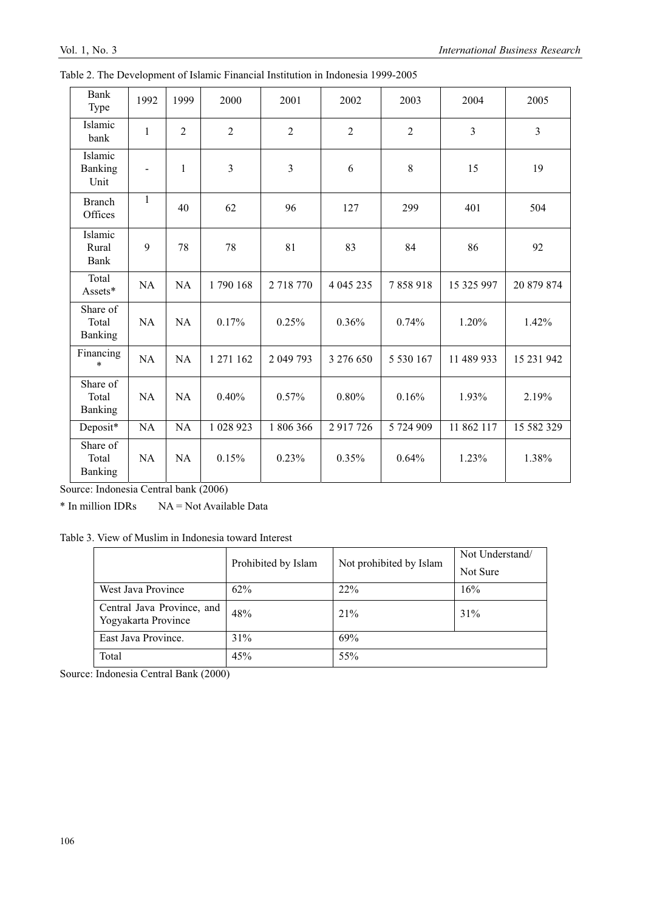Table 2. The Development of Islamic Financial Institution in Indonesia 1999-2005

| Bank Type | 1992 | 1999 | 2000 | 2001 | 2002 | 2003 | 2004 | 2005 |
|---|---|---|---|---|---|---|---|---|
| Islamic bank | 1 | 2 | 2 | 2 | 2 | 2 | 3 | 3 |
| Islamic Banking Unit | - | 1 | 3 | 3 | 6 | 8 | 15 | 19 |
| Branch Offices | 1 | 40 | 62 | 96 | 127 | 299 | 401 | 504 |
| Islamic Rural Bank | 9 | 78 | 78 | 81 | 83 | 84 | 86 | 92 |
| Total Assets* | NA | NA | 1 790 168 | 2 718 770 | 4 045 235 | 7 858 918 | 15 325 997 | 20 879 874 |
| Share of Total Banking | NA | NA | 0.17% | 0.25% | 0.36% | 0.74% | 1.20% | 1.42% |
| Financing * | NA | NA | 1 271 162 | 2 049 793 | 3 276 650 | 5 530 167 | 11 489 933 | 15 231 942 |
| Share of Total Banking | NA | NA | 0.40% | 0.57% | 0.80% | 0.16% | 1.93% | 2.19% |
| Deposit* | NA | NA | 1 028 923 | 1 806 366 | 2 917 726 | 5 724 909 | 11 862 117 | 15 582 329 |
| Share of Total Banking | NA | NA | 0.15% | 0.23% | 0.35% | 0.64% | 1.23% | 1.38% |

Source: Indonesia Central bank (2006)

* In million IDRs NA = Not Available Data

Table 3. View of Muslim in Indonesia toward Interest

| | Prohibited by Islam | Not prohibited by Islam | Not Understand/ Not Sure |
|---|---|---|---|
| West Java Province | 62% | 22% | 16% |
| Central Java Province, and Yogyakarta Province | 48% | 21% | 31% |
| East Java Province. | 31% | 69% | |
| Total | 45% | 55% | |

Source: Indonesia Central Bank (2000)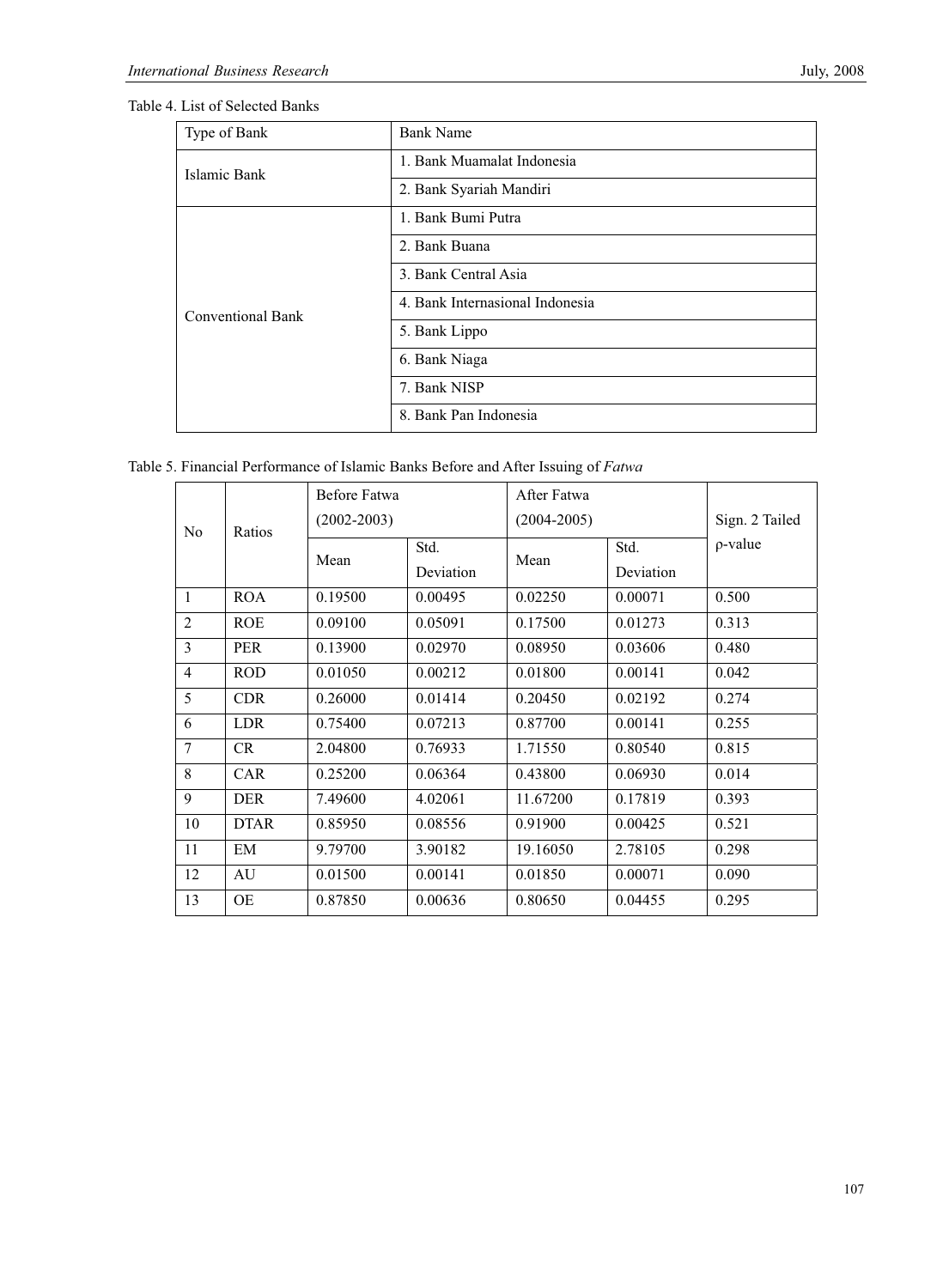Table 4. List of Selected Banks

| Type of Bank | Bank Name |
|---|---|
| Islamic Bank | 1. Bank Muamalat Indonesia |
| | 2. Bank Syariah Mandiri |
| Conventional Bank | 1. Bank Bumi Putra |
| | 2. Bank Buana |
| | 3. Bank Central Asia |
| | 4. Bank Internasional Indonesia |
| | 5. Bank Lippo |
| | 6. Bank Niaga |
| | 7. Bank NISP |
| | 8. Bank Pan Indonesia |

Table 5. Financial Performance of Islamic Banks Before and After Issuing of *Fatwa*

| No | Ratios | Before Fatwa (2002-2003) | | After Fatwa (2004-2005) | | Sign. 2 Tailed ρ-value |
|---|---|---|---|---|---|---|
| | | Mean | Std. Deviation | Mean | Std. Deviation | |
| 1 | ROA | 0.19500 | 0.00495 | 0.02250 | 0.00071 | 0.500 |
| 2 | ROE | 0.09100 | 0.05091 | 0.17500 | 0.01273 | 0.313 |
| 3 | PER | 0.13900 | 0.02970 | 0.08950 | 0.03606 | 0.480 |
| 4 | ROD | 0.01050 | 0.00212 | 0.01800 | 0.00141 | 0.042 |
| 5 | CDR | 0.26000 | 0.01414 | 0.20450 | 0.02192 | 0.274 |
| 6 | LDR | 0.75400 | 0.07213 | 0.87700 | 0.00141 | 0.255 |
| 7 | CR | 2.04800 | 0.76933 | 1.71550 | 0.80540 | 0.815 |
| 8 | CAR | 0.25200 | 0.06364 | 0.43800 | 0.06930 | 0.014 |
| 9 | DER | 7.49600 | 4.02061 | 11.67200 | 0.17819 | 0.393 |
| 10 | DTAR | 0.85950 | 0.08556 | 0.91900 | 0.00425 | 0.521 |
| 11 | EM | 9.79700 | 3.90182 | 19.16050 | 2.78105 | 0.298 |
| 12 | AU | 0.01500 | 0.00141 | 0.01850 | 0.00071 | 0.090 |
| 13 | OE | 0.87850 | 0.00636 | 0.80650 | 0.04455 | 0.295 |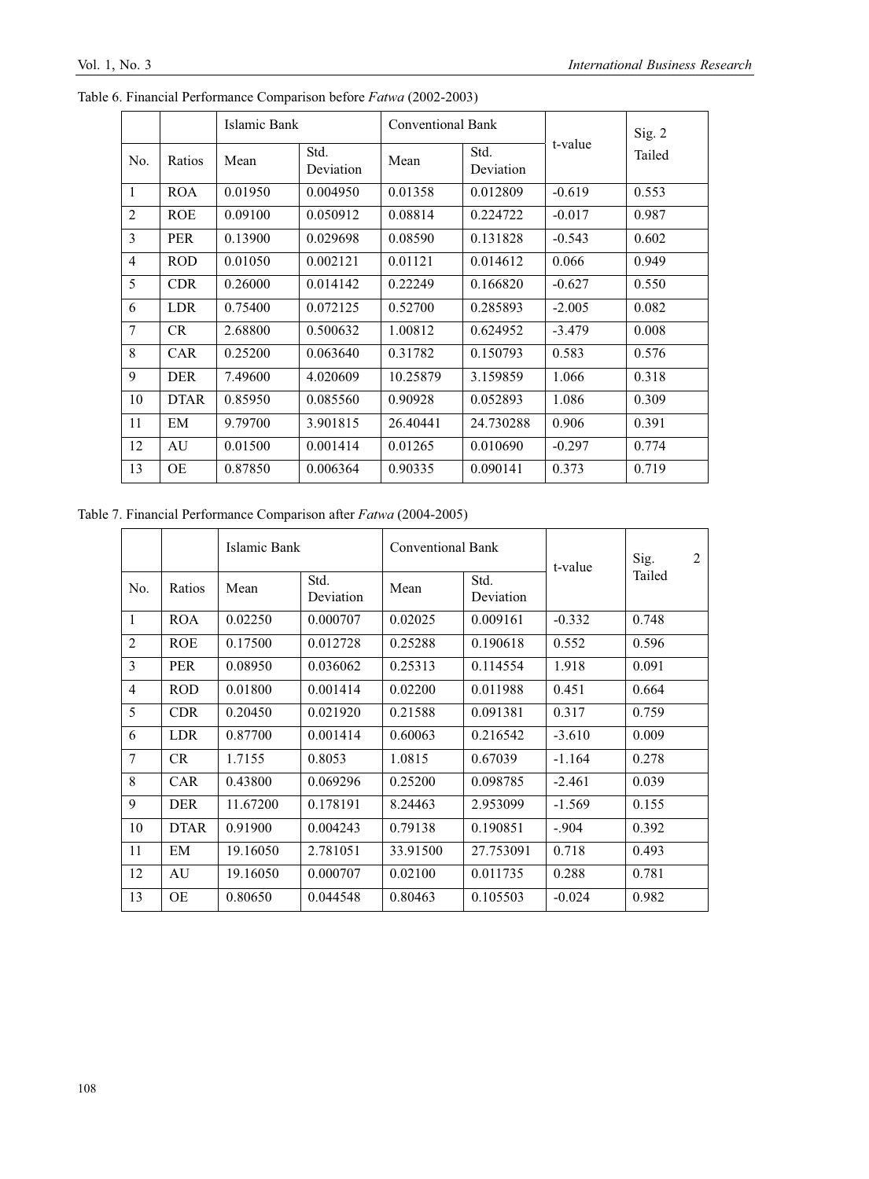Table 6. Financial Performance Comparison before *Fatwa* (2002-2003)

| | | Islamic Bank | | Conventional Bank | | t-value | Sig. 2 Tailed |
|---|---|---|---|---|---|---|---|
| No. | Ratios | Mean | Std. Deviation | Mean | Std. Deviation | | |
| 1 | ROA | 0.01950 | 0.004950 | 0.01358 | 0.012809 | -0.619 | 0.553 |
| 2 | ROE | 0.09100 | 0.050912 | 0.08814 | 0.224722 | -0.017 | 0.987 |
| 3 | PER | 0.13900 | 0.029698 | 0.08590 | 0.131828 | -0.543 | 0.602 |
| 4 | ROD | 0.01050 | 0.002121 | 0.01121 | 0.014612 | 0.066 | 0.949 |
| 5 | CDR | 0.26000 | 0.014142 | 0.22249 | 0.166820 | -0.627 | 0.550 |
| 6 | LDR | 0.75400 | 0.072125 | 0.52700 | 0.285893 | -2.005 | 0.082 |
| 7 | CR | 2.68800 | 0.500632 | 1.00812 | 0.624952 | -3.479 | 0.008 |
| 8 | CAR | 0.25200 | 0.063640 | 0.31782 | 0.150793 | 0.583 | 0.576 |
| 9 | DER | 7.49600 | 4.020609 | 10.25879 | 3.159859 | 1.066 | 0.318 |
| 10 | DTAR | 0.85950 | 0.085560 | 0.90928 | 0.052893 | 1.086 | 0.309 |
| 11 | EM | 9.79700 | 3.901815 | 26.40441 | 24.730288 | 0.906 | 0.391 |
| 12 | AU | 0.01500 | 0.001414 | 0.01265 | 0.010690 | -0.297 | 0.774 |
| 13 | OE | 0.87850 | 0.006364 | 0.90335 | 0.090141 | 0.373 | 0.719 |

Table 7. Financial Performance Comparison after *Fatwa* (2004-2005)

| | | Islamic Bank | | Conventional Bank | | t-value | Sig. 2 Tailed |
|---|---|---|---|---|---|---|---|
| No. | Ratios | Mean | Std. Deviation | Mean | Std. Deviation | | |
| 1 | ROA | 0.02250 | 0.000707 | 0.02025 | 0.009161 | -0.332 | 0.748 |
| 2 | ROE | 0.17500 | 0.012728 | 0.25288 | 0.190618 | 0.552 | 0.596 |
| 3 | PER | 0.08950 | 0.036062 | 0.25313 | 0.114554 | 1.918 | 0.091 |
| 4 | ROD | 0.01800 | 0.001414 | 0.02200 | 0.011988 | 0.451 | 0.664 |
| 5 | CDR | 0.20450 | 0.021920 | 0.21588 | 0.091381 | 0.317 | 0.759 |
| 6 | LDR | 0.87700 | 0.001414 | 0.60063 | 0.216542 | -3.610 | 0.009 |
| 7 | CR | 1.7155 | 0.8053 | 1.0815 | 0.67039 | -1.164 | 0.278 |
| 8 | CAR | 0.43800 | 0.069296 | 0.25200 | 0.098785 | -2.461 | 0.039 |
| 9 | DER | 11.67200 | 0.178191 | 8.24463 | 2.953099 | -1.569 | 0.155 |
| 10 | DTAR | 0.91900 | 0.004243 | 0.79138 | 0.190851 | -.904 | 0.392 |
| 11 | EM | 19.16050 | 2.781051 | 33.91500 | 27.753091 | 0.718 | 0.493 |
| 12 | AU | 19.16050 | 0.000707 | 0.02100 | 0.011735 | 0.288 | 0.781 |
| 13 | OE | 0.80650 | 0.044548 | 0.80463 | 0.105503 | -0.024 | 0.982 |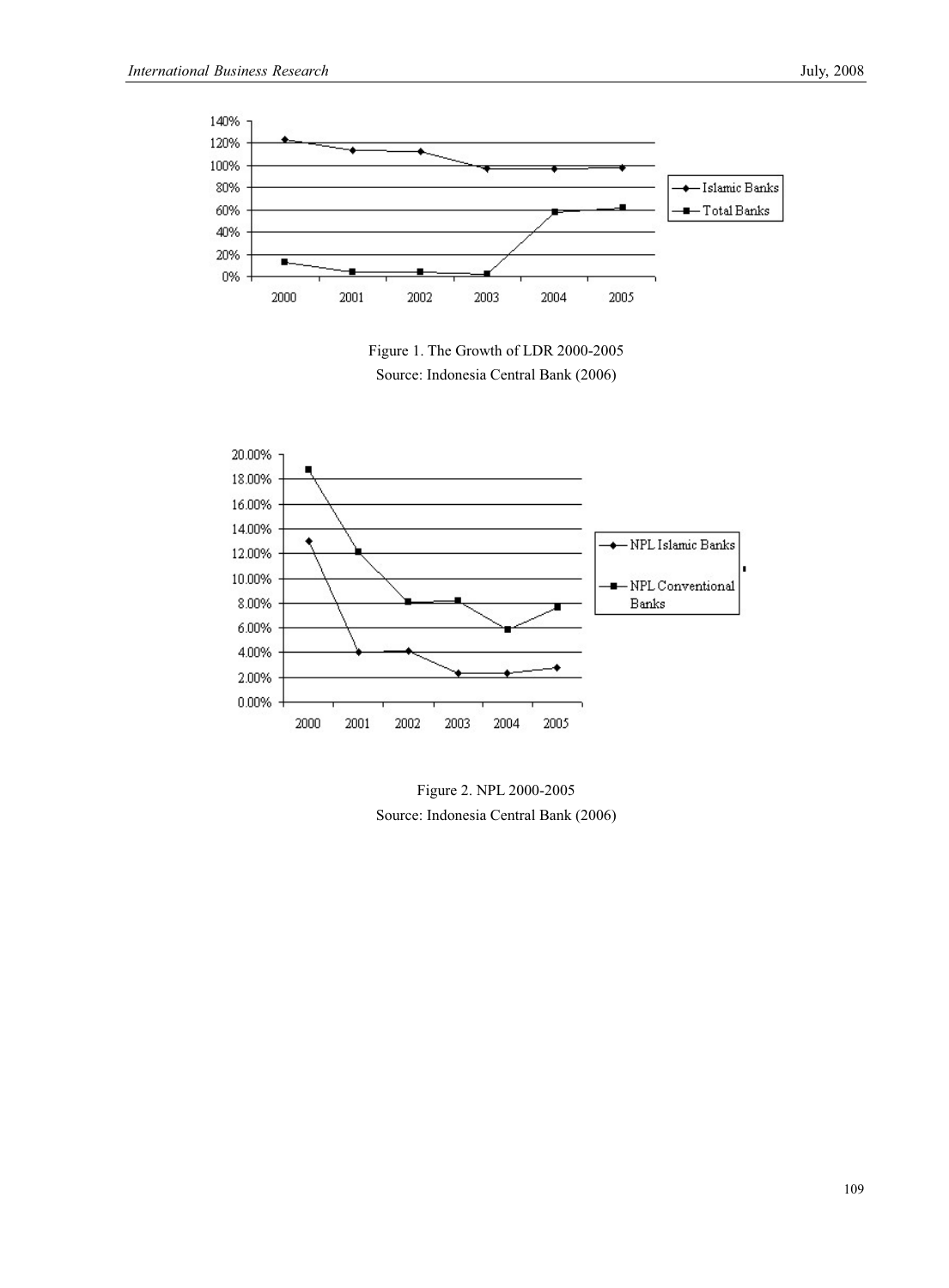140%
120%
100%
80%
60%
40%
20%
0%

2000 2001 2002 2003 2004 2005

Islamic Banks
Total Banks

Figure 1. The Growth of LDR 2000-2005

Source: Indonesia Central Bank (2006)

20.00%
18.00%
16.00%
14.00%
12.00%
10.00%
8.00%
6.00%
4.00%
2.00%
0.00%

2000 2001 2002 2003 2004 2005

NPL Islamic Banks
NPL Conventional Banks

Figure 2. NPL 2000-2005

Source: Indonesia Central Bank (2006)